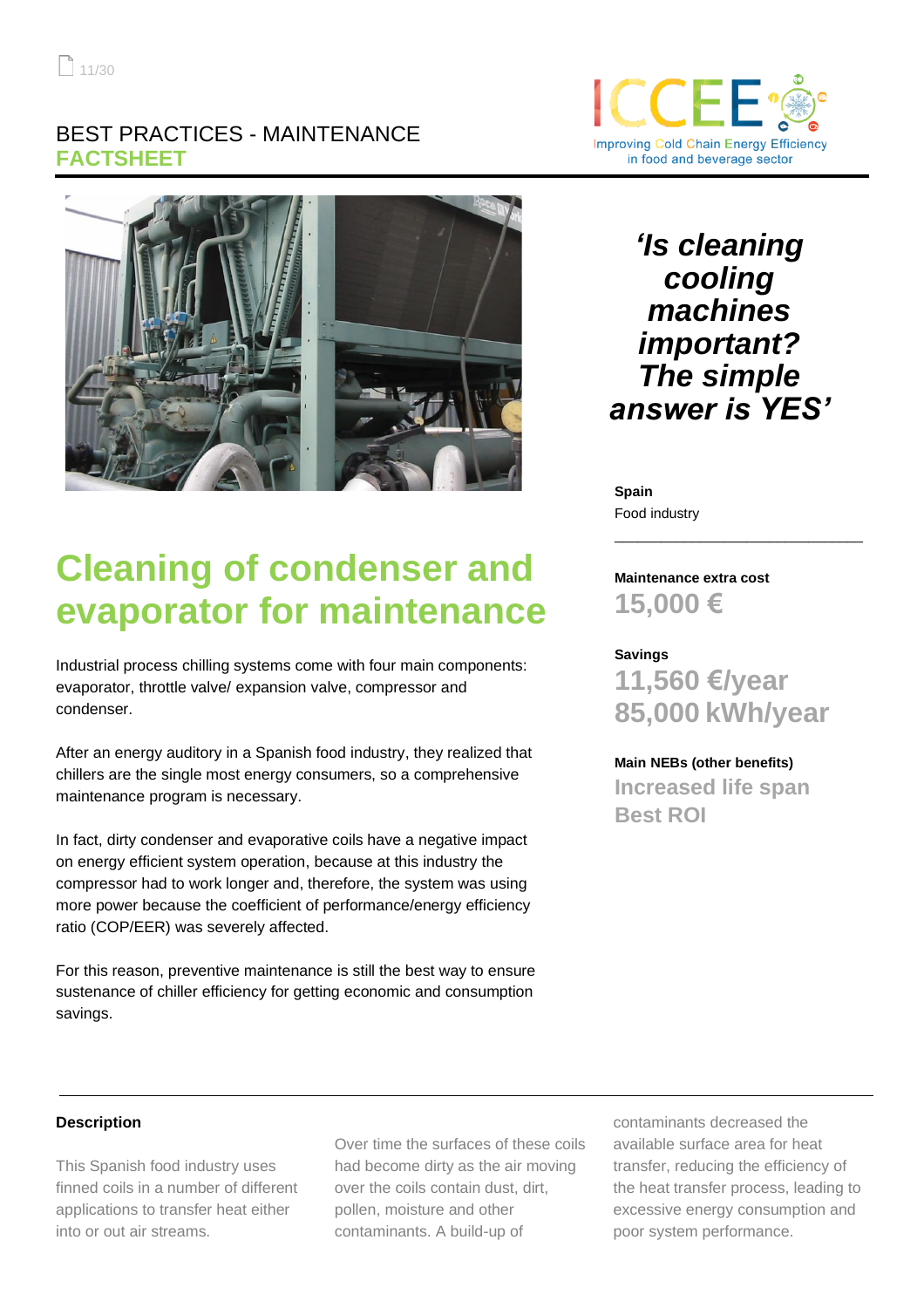BEST PRACTICES - MAINTENANCE
**FACTSHEET**

ICCEE – Improving Cold Chain Energy Efficiency in food and beverage sector

***'Is cleaning cooling machines important? The simple answer is YES'***

**Spain**
Food industry

**Maintenance extra cost**
**15,000 €**

**Savings**
**11,560 €/year**
**85,000 kWh/year**

**Main NEBs (other benefits)**
**Increased life span**
**Best ROI**

# Cleaning of condenser and evaporator for maintenance

Industrial process chilling systems come with four main components: evaporator, throttle valve/ expansion valve, compressor and condenser.

After an energy auditory in a Spanish food industry, they realized that chillers are the single most energy consumers, so a comprehensive maintenance program is necessary.

In fact, dirty condenser and evaporative coils have a negative impact on energy efficient system operation, because at this industry the compressor had to work longer and, therefore, the system was using more power because the coefficient of performance/energy efficiency ratio (COP/EER) was severely affected.

For this reason, preventive maintenance is still the best way to ensure sustenance of chiller efficiency for getting economic and consumption savings.

**Description**

This Spanish food industry uses finned coils in a number of different applications to transfer heat either into or out air streams.

Over time the surfaces of these coils had become dirty as the air moving over the coils contain dust, dirt, pollen, moisture and other contaminants. A build-up of contaminants decreased the available surface area for heat transfer, reducing the efficiency of the heat transfer process, leading to excessive energy consumption and poor system performance.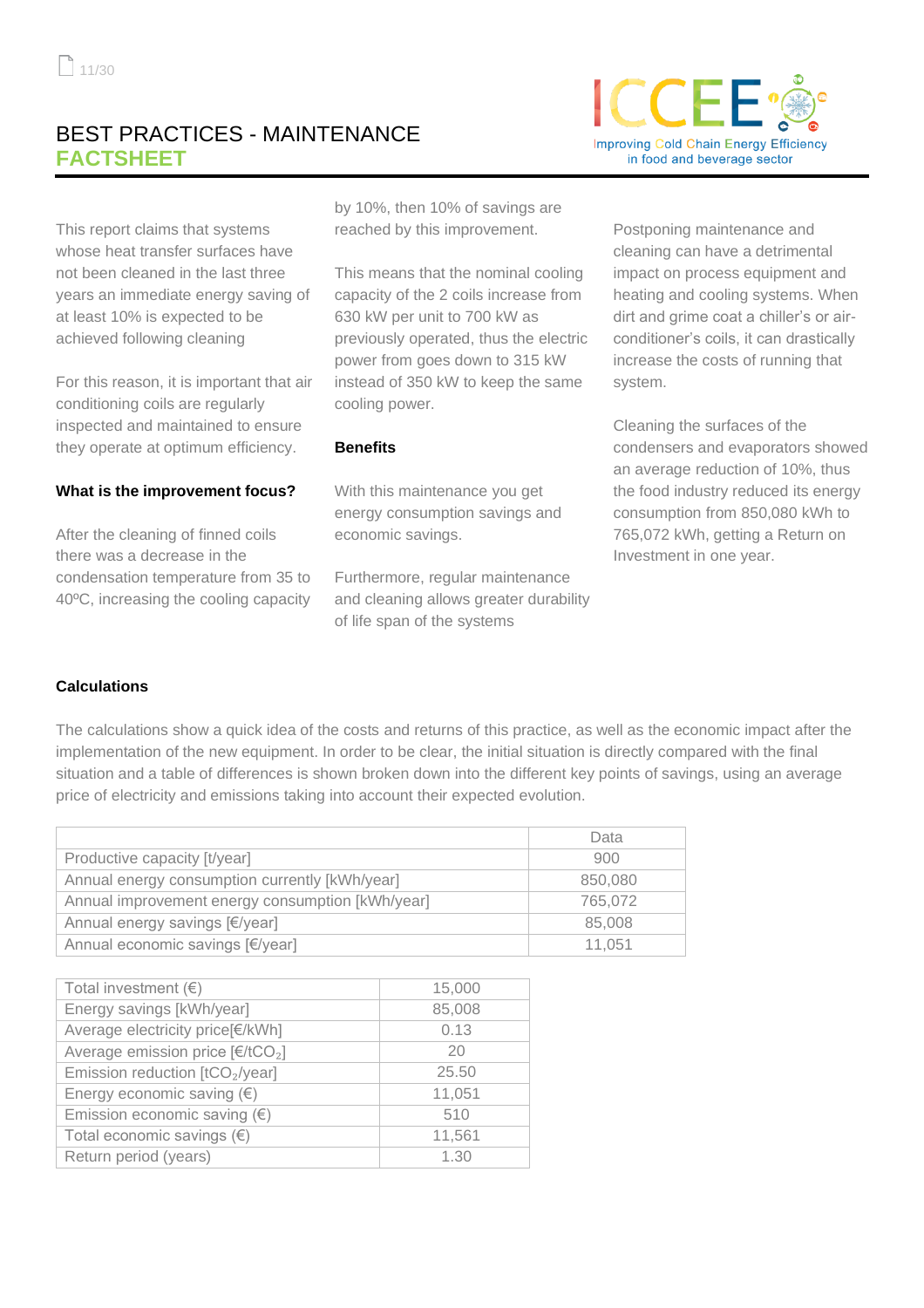# BEST PRACTICES - MAINTENANCE
## FACTSHEET

This report claims that systems whose heat transfer surfaces have not been cleaned in the last three years an immediate energy saving of at least 10% is expected to be achieved following cleaning

For this reason, it is important that air conditioning coils are regularly inspected and maintained to ensure they operate at optimum efficiency.

**What is the improvement focus?**

After the cleaning of finned coils there was a decrease in the condensation temperature from 35 to 40ºC, increasing the cooling capacity by 10%, then 10% of savings are reached by this improvement.

This means that the nominal cooling capacity of the 2 coils increase from 630 kW per unit to 700 kW as previously operated, thus the electric power from goes down to 315 kW instead of 350 kW to keep the same cooling power.

**Benefits**

With this maintenance you get energy consumption savings and economic savings.

Furthermore, regular maintenance and cleaning allows greater durability of life span of the systems

Postponing maintenance and cleaning can have a detrimental impact on process equipment and heating and cooling systems. When dirt and grime coat a chiller's or air-conditioner's coils, it can drastically increase the costs of running that system.

Cleaning the surfaces of the condensers and evaporators showed an average reduction of 10%, thus the food industry reduced its energy consumption from 850,080 kWh to 765,072 kWh, getting a Return on Investment in one year.

**Calculations**

The calculations show a quick idea of the costs and returns of this practice, as well as the economic impact after the implementation of the new equipment. In order to be clear, the initial situation is directly compared with the final situation and a table of differences is shown broken down into the different key points of savings, using an average price of electricity and emissions taking into account their expected evolution.

| | Data |
|---|---|
| Productive capacity [t/year] | 900 |
| Annual energy consumption currently [kWh/year] | 850,080 |
| Annual improvement energy consumption [kWh/year] | 765,072 |
| Annual energy savings [€/year] | 85,008 |
| Annual economic savings [€/year] | 11,051 |

| | |
|---|---|
| Total investment (€) | 15,000 |
| Energy savings [kWh/year] | 85,008 |
| Average electricity price[€/kWh] | 0.13 |
| Average emission price [€/t$CO_2$] | 20 |
| Emission reduction [t$CO_2$/year] | 25.50 |
| Energy economic saving (€) | 11,051 |
| Emission economic saving (€) | 510 |
| Total economic savings (€) | 11,561 |
| Return period (years) | 1.30 |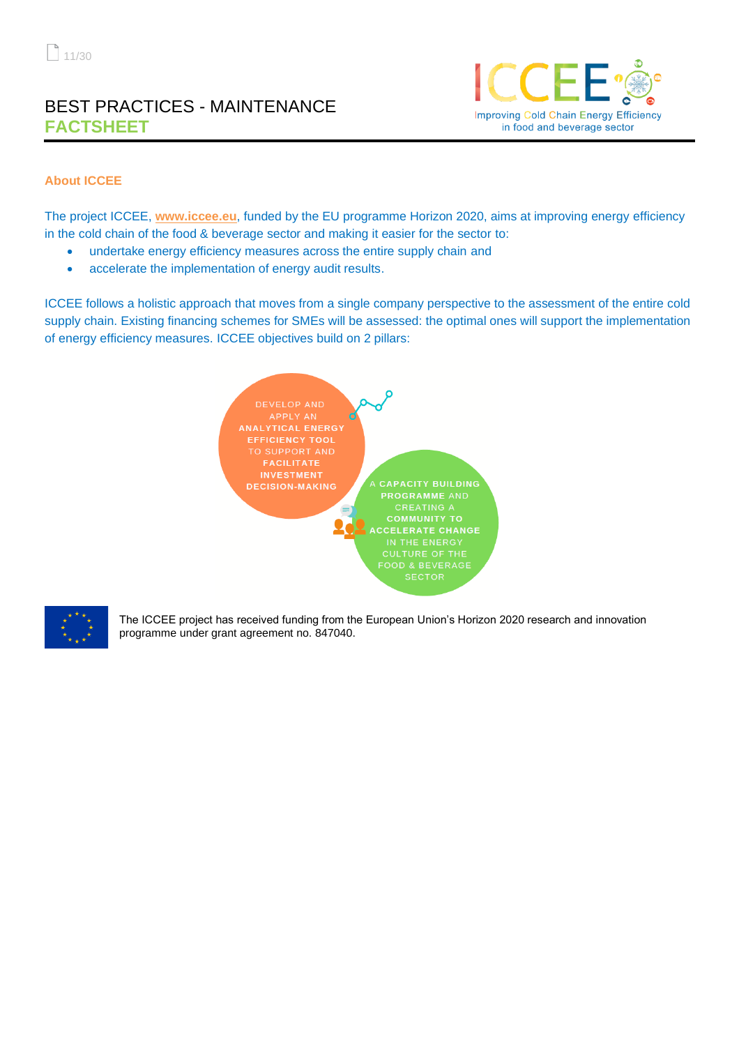# BEST PRACTICES - MAINTENANCE
## FACTSHEET

Improving Cold Chain Energy Efficiency in food and beverage sector

### About ICCEE

The project ICCEE, www.iccee.eu, funded by the EU programme Horizon 2020, aims at improving energy efficiency in the cold chain of the food & beverage sector and making it easier for the sector to:

- undertake energy efficiency measures across the entire supply chain and
- accelerate the implementation of energy audit results.

ICCEE follows a holistic approach that moves from a single company perspective to the assessment of the entire cold supply chain. Existing financing schemes for SMEs will be assessed: the optimal ones will support the implementation of energy efficiency measures. ICCEE objectives build on 2 pillars:

DEVELOP AND APPLY AN **ANALYTICAL ENERGY EFFICIENCY TOOL** TO SUPPORT AND **FACILITATE INVESTMENT DECISION-MAKING**

A **CAPACITY BUILDING PROGRAMME** AND CREATING A **COMMUNITY TO ACCELERATE CHANGE** IN THE ENERGY CULTURE OF THE FOOD & BEVERAGE SECTOR

The ICCEE project has received funding from the European Union's Horizon 2020 research and innovation programme under grant agreement no. 847040.